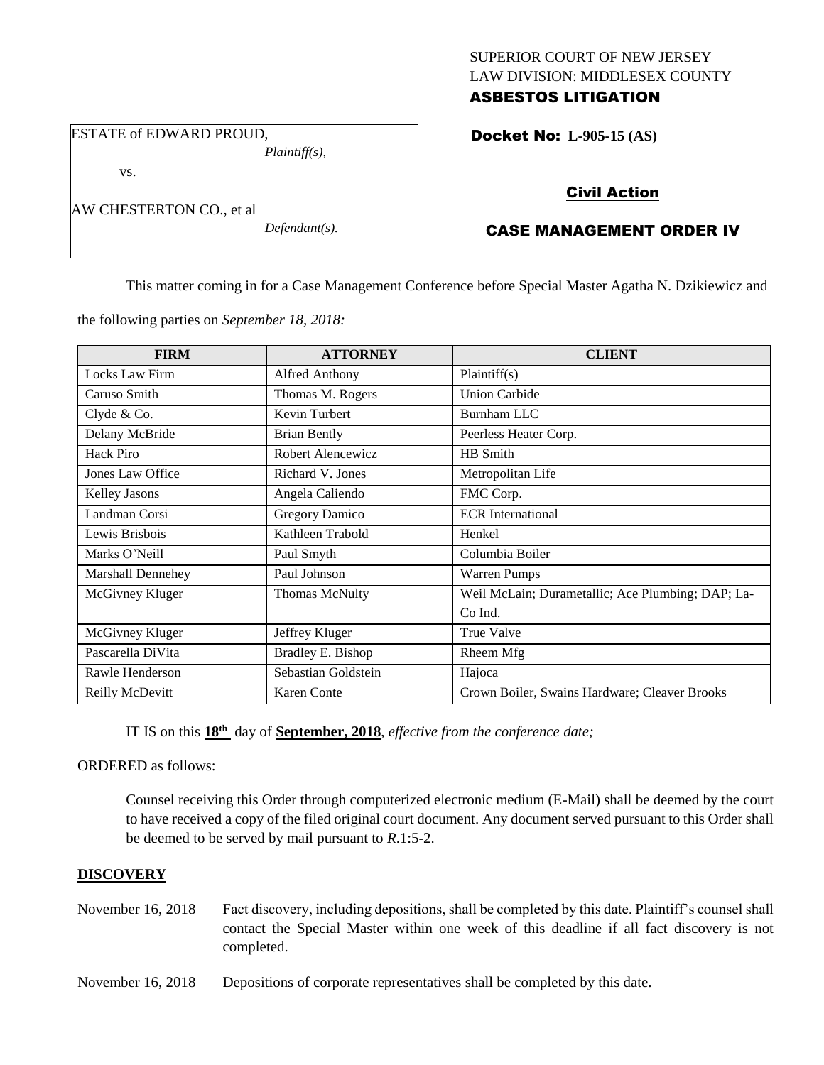SUPERIOR COURT OF NEW JERSEY
LAW DIVISION: MIDDLESEX COUNTY

**ASBESTOS LITIGATION**

ESTATE of EDWARD PROUD,
*Plaintiff(s),*

vs.

AW CHESTERTON CO., et al
*Defendant(s).*

**Docket No: L-905-15 (AS)**

**Civil Action**

**CASE MANAGEMENT ORDER IV**

This matter coming in for a Case Management Conference before Special Master Agatha N. Dzikiewicz and the following parties on *September 18, 2018:*

| FIRM | ATTORNEY | CLIENT |
|---|---|---|
| Locks Law Firm | Alfred Anthony | Plaintiff(s) |
| Caruso Smith | Thomas M. Rogers | Union Carbide |
| Clyde & Co. | Kevin Turbert | Burnham LLC |
| Delany McBride | Brian Bently | Peerless Heater Corp. |
| Hack Piro | Robert Alencewicz | HB Smith |
| Jones Law Office | Richard V. Jones | Metropolitan Life |
| Kelley Jasons | Angela Caliendo | FMC Corp. |
| Landman Corsi | Gregory Damico | ECR International |
| Lewis Brisbois | Kathleen Trabold | Henkel |
| Marks O'Neill | Paul Smyth | Columbia Boiler |
| Marshall Dennehey | Paul Johnson | Warren Pumps |
| McGivney Kluger | Thomas McNulty | Weil McLain; Durametallic; Ace Plumbing; DAP; La-Co Ind. |
| McGivney Kluger | Jeffrey Kluger | True Valve |
| Pascarella DiVita | Bradley E. Bishop | Rheem Mfg |
| Rawle Henderson | Sebastian Goldstein | Hajoca |
| Reilly McDevitt | Karen Conte | Crown Boiler, Swains Hardware; Cleaver Brooks |

IT IS on this **18th** day of **September, 2018**, *effective from the conference date;*

ORDERED as follows:

Counsel receiving this Order through computerized electronic medium (E-Mail) shall be deemed by the court to have received a copy of the filed original court document. Any document served pursuant to this Order shall be deemed to be served by mail pursuant to *R*.1:5-2.

## DISCOVERY

November 16, 2018 — Fact discovery, including depositions, shall be completed by this date. Plaintiff's counsel shall contact the Special Master within one week of this deadline if all fact discovery is not completed.

November 16, 2018 — Depositions of corporate representatives shall be completed by this date.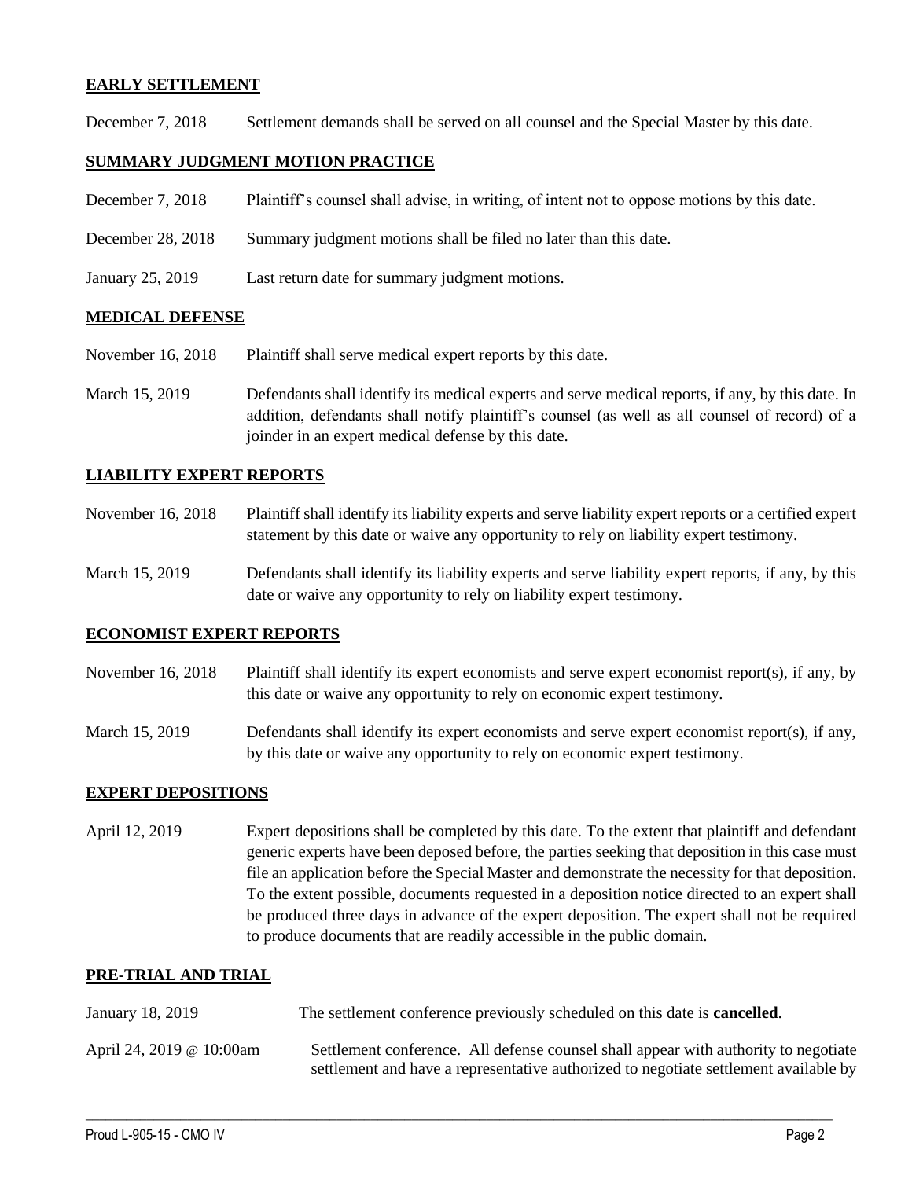## EARLY SETTLEMENT

| | |
|---|---|
| December 7, 2018 | Settlement demands shall be served on all counsel and the Special Master by this date. |

## SUMMARY JUDGMENT MOTION PRACTICE

| | |
|---|---|
| December 7, 2018 | Plaintiff's counsel shall advise, in writing, of intent not to oppose motions by this date. |
| December 28, 2018 | Summary judgment motions shall be filed no later than this date. |
| January 25, 2019 | Last return date for summary judgment motions. |

## MEDICAL DEFENSE

| | |
|---|---|
| November 16, 2018 | Plaintiff shall serve medical expert reports by this date. |
| March 15, 2019 | Defendants shall identify its medical experts and serve medical reports, if any, by this date. In addition, defendants shall notify plaintiff's counsel (as well as all counsel of record) of a joinder in an expert medical defense by this date. |

## LIABILITY EXPERT REPORTS

| | |
|---|---|
| November 16, 2018 | Plaintiff shall identify its liability experts and serve liability expert reports or a certified expert statement by this date or waive any opportunity to rely on liability expert testimony. |
| March 15, 2019 | Defendants shall identify its liability experts and serve liability expert reports, if any, by this date or waive any opportunity to rely on liability expert testimony. |

## ECONOMIST EXPERT REPORTS

| | |
|---|---|
| November 16, 2018 | Plaintiff shall identify its expert economists and serve expert economist report(s), if any, by this date or waive any opportunity to rely on economic expert testimony. |
| March 15, 2019 | Defendants shall identify its expert economists and serve expert economist report(s), if any, by this date or waive any opportunity to rely on economic expert testimony. |

## EXPERT DEPOSITIONS

| | |
|---|---|
| April 12, 2019 | Expert depositions shall be completed by this date. To the extent that plaintiff and defendant generic experts have been deposed before, the parties seeking that deposition in this case must file an application before the Special Master and demonstrate the necessity for that deposition. To the extent possible, documents requested in a deposition notice directed to an expert shall be produced three days in advance of the expert deposition. The expert shall not be required to produce documents that are readily accessible in the public domain. |

## PRE-TRIAL AND TRIAL

| | |
|---|---|
| January 18, 2019 | The settlement conference previously scheduled on this date is **cancelled**. |
| April 24, 2019 @ 10:00am | Settlement conference. All defense counsel shall appear with authority to negotiate settlement and have a representative authorized to negotiate settlement available by |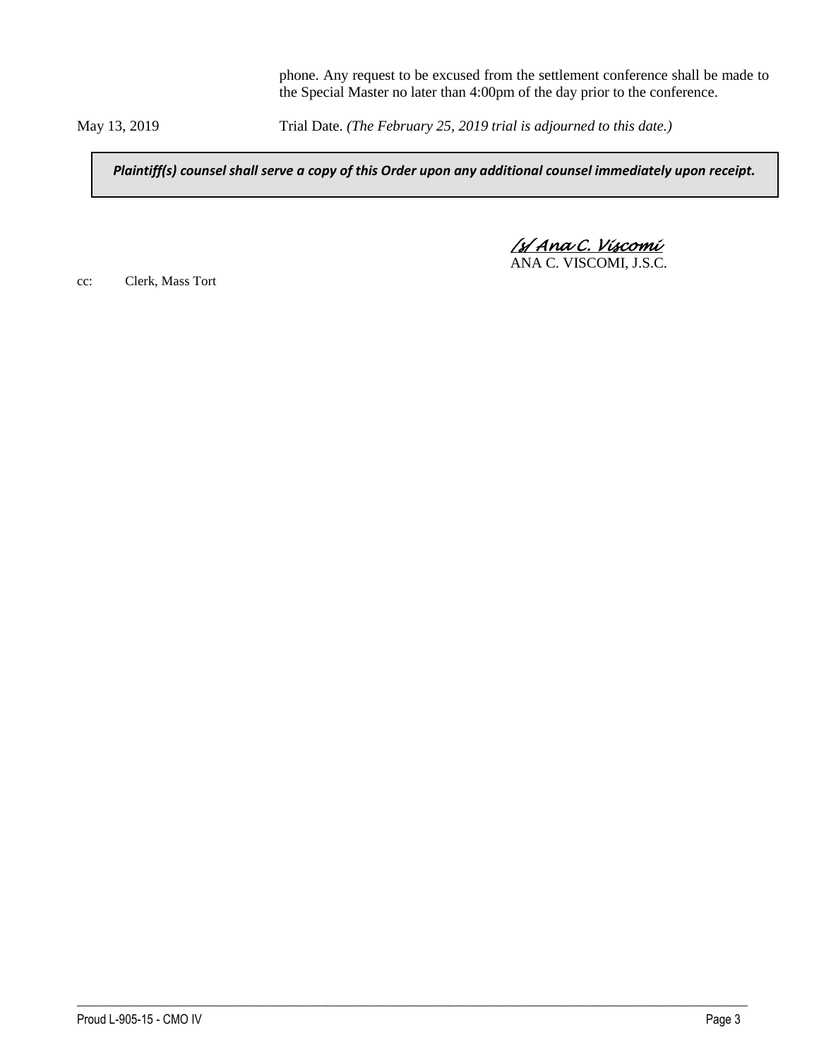phone. Any request to be excused from the settlement conference shall be made to the Special Master no later than 4:00pm of the day prior to the conference.

| | |
|---|---|
| May 13, 2019 | Trial Date. *(The February 25, 2019 trial is adjourned to this date.)* |

***Plaintiff(s) counsel shall serve a copy of this Order upon any additional counsel immediately upon receipt.***

*/s/ Ana C. Viscomi*
ANA C. VISCOMI, J.S.C.

cc: Clerk, Mass Tort